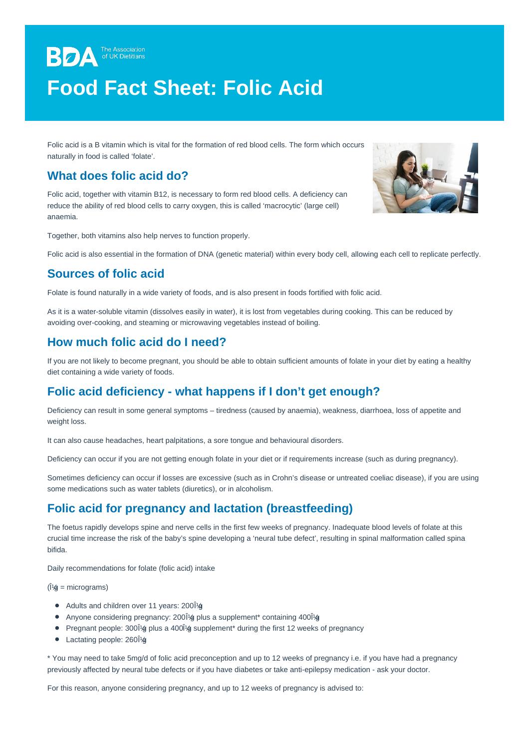BDA The Association of UK Dietitians

# Food Fact Sheet: Folic Acid

Folic acid is a B vitamin which is vital for the formation of red blood cells. The form which occurs naturally in food is called 'folate'.

## What does folic acid do?

Folic acid, together with vitamin B12, is necessary to form red blood cells. A deficiency can reduce the ability of red blood cells to carry oxygen, this is called 'macrocytic' (large cell) anaemia.

Together, both vitamins also help nerves to function properly.

Folic acid is also essential in the formation of DNA (genetic material) within every body cell, allowing each cell to replicate perfectly.

## Sources of folic acid

Folate is found naturally in a wide variety of foods, and is also present in foods fortified with folic acid.

As it is a water-soluble vitamin (dissolves easily in water), it is lost from vegetables during cooking. This can be reduced by avoiding over-cooking, and steaming or microwaving vegetables instead of boiling.

## How much folic acid do I need?

If you are not likely to become pregnant, you should be able to obtain sufficient amounts of folate in your diet by eating a healthy diet containing a wide variety of foods.

## Folic acid deficiency - what happens if I don't get enough?

Deficiency can result in some general symptoms – tiredness (caused by anaemia), weakness, diarrhoea, loss of appetite and weight loss.

It can also cause headaches, heart palpitations, a sore tongue and behavioural disorders.

Deficiency can occur if you are not getting enough folate in your diet or if requirements increase (such as during pregnancy).

Sometimes deficiency can occur if losses are excessive (such as in Crohn's disease or untreated coeliac disease), if you are using some medications such as water tablets (diuretics), or in alcoholism.

## Folic acid for pregnancy and lactation (breastfeeding)

The foetus rapidly develops spine and nerve cells in the first few weeks of pregnancy. Inadequate blood levels of folate at this crucial time increase the risk of the baby's spine developing a 'neural tube defect', resulting in spinal malformation called spina bifida.

Daily recommendations for folate (folic acid) intake

(Î¼g = micrograms)

- Adults and children over 11 years: 200Î¼g
- Anyone considering pregnancy: 200Î¼g plus a supplement* containing 400Î¼g
- Pregnant people: 300Î¼g plus a 400Î¼g supplement* during the first 12 weeks of pregnancy
- Lactating people: 260Î¼g

* You may need to take 5mg/d of folic acid preconception and up to 12 weeks of pregnancy i.e. if you have had a pregnancy previously affected by neural tube defects or if you have diabetes or take anti-epilepsy medication - ask your doctor.

For this reason, anyone considering pregnancy, and up to 12 weeks of pregnancy is advised to: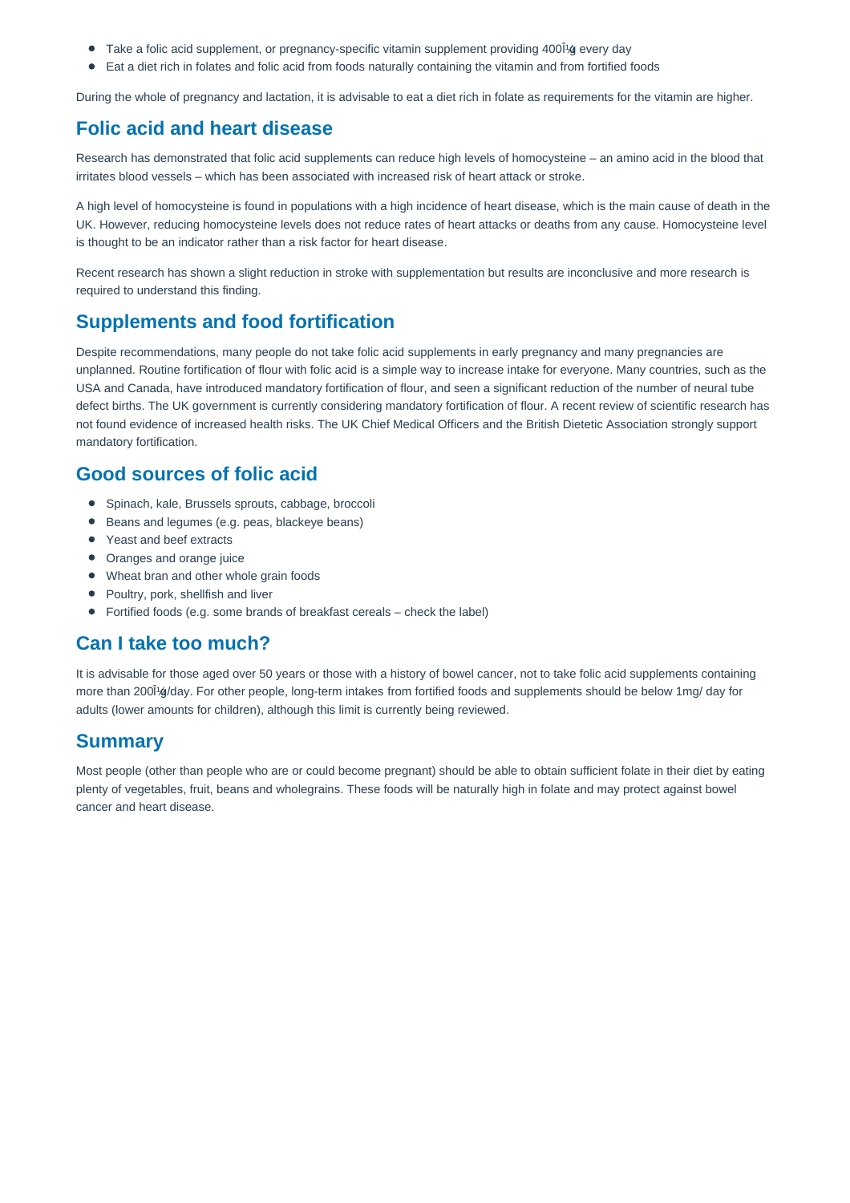- Take a folic acid supplement, or pregnancy-specific vitamin supplement providing 400Î¼g every day
- Eat a diet rich in folates and folic acid from foods naturally containing the vitamin and from fortified foods

During the whole of pregnancy and lactation, it is advisable to eat a diet rich in folate as requirements for the vitamin are higher.

## Folic acid and heart disease

Research has demonstrated that folic acid supplements can reduce high levels of homocysteine – an amino acid in the blood that irritates blood vessels – which has been associated with increased risk of heart attack or stroke.

A high level of homocysteine is found in populations with a high incidence of heart disease, which is the main cause of death in the UK. However, reducing homocysteine levels does not reduce rates of heart attacks or deaths from any cause. Homocysteine level is thought to be an indicator rather than a risk factor for heart disease.

Recent research has shown a slight reduction in stroke with supplementation but results are inconclusive and more research is required to understand this finding.

## Supplements and food fortification

Despite recommendations, many people do not take folic acid supplements in early pregnancy and many pregnancies are unplanned. Routine fortification of flour with folic acid is a simple way to increase intake for everyone. Many countries, such as the USA and Canada, have introduced mandatory fortification of flour, and seen a significant reduction of the number of neural tube defect births. The UK government is currently considering mandatory fortification of flour. A recent review of scientific research has not found evidence of increased health risks. The UK Chief Medical Officers and the British Dietetic Association strongly support mandatory fortification.

## Good sources of folic acid

- Spinach, kale, Brussels sprouts, cabbage, broccoli
- Beans and legumes (e.g. peas, blackeye beans)
- Yeast and beef extracts
- Oranges and orange juice
- Wheat bran and other whole grain foods
- Poultry, pork, shellfish and liver
- Fortified foods (e.g. some brands of breakfast cereals – check the label)

## Can I take too much?

It is advisable for those aged over 50 years or those with a history of bowel cancer, not to take folic acid supplements containing more than 200Î¼g/day. For other people, long-term intakes from fortified foods and supplements should be below 1mg/ day for adults (lower amounts for children), although this limit is currently being reviewed.

## Summary

Most people (other than people who are or could become pregnant) should be able to obtain sufficient folate in their diet by eating plenty of vegetables, fruit, beans and wholegrains. These foods will be naturally high in folate and may protect against bowel cancer and heart disease.